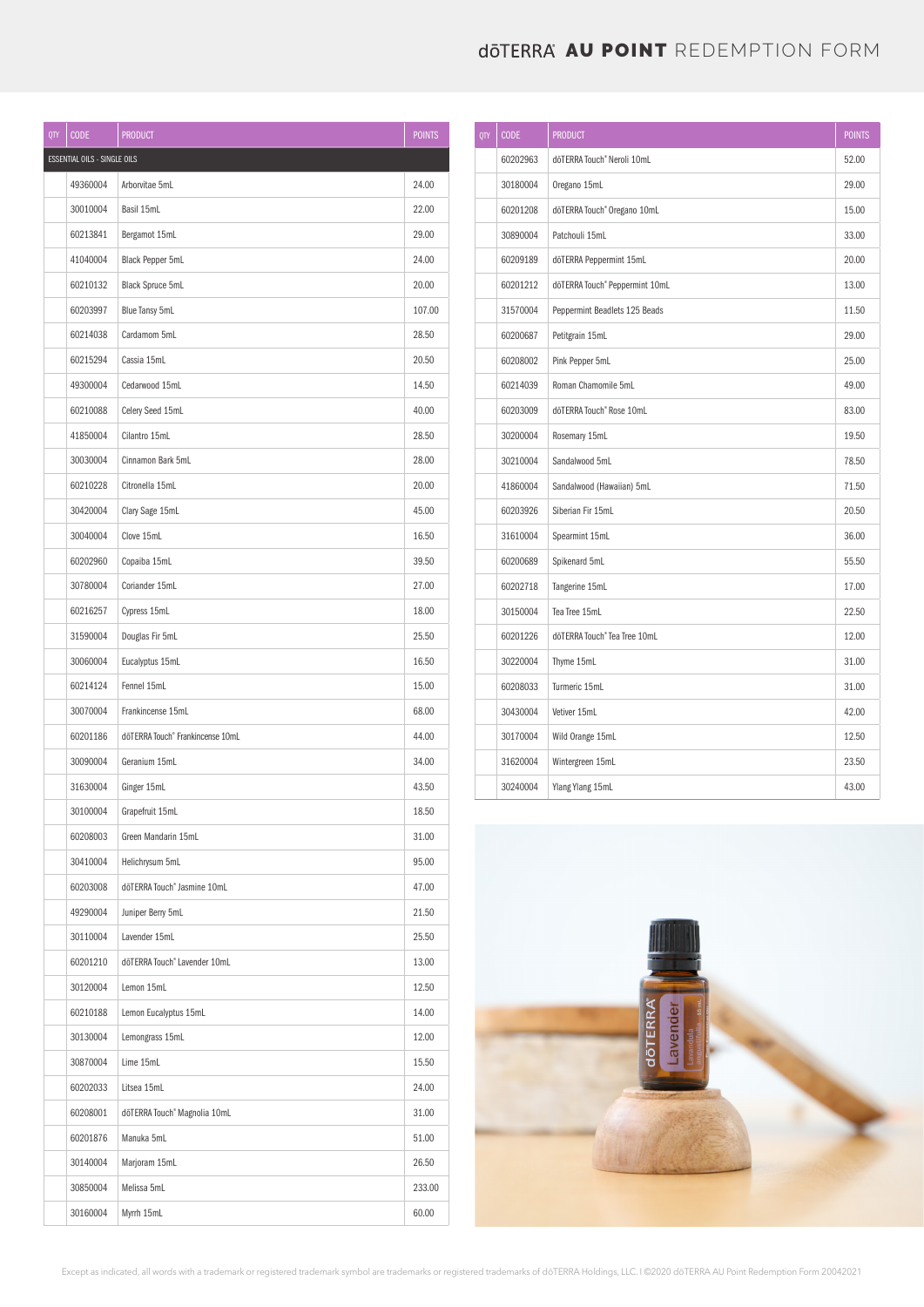# dōTERRA AU POINT REDEMPTION FORM

| QTY | CODE | PRODUCT | POINTS |
|---|---|---|---|
| ESSENTIAL OILS - SINGLE OILS | | | |
| | 49360004 | Arborvitae 5mL | 24.00 |
| | 30010004 | Basil 15mL | 22.00 |
| | 60213841 | Bergamot 15mL | 29.00 |
| | 41040004 | Black Pepper 5mL | 24.00 |
| | 60210132 | Black Spruce 5mL | 20.00 |
| | 60203997 | Blue Tansy 5mL | 107.00 |
| | 60214038 | Cardamom 5mL | 28.50 |
| | 60215294 | Cassia 15mL | 20.50 |
| | 49300004 | Cedarwood 15mL | 14.50 |
| | 60210088 | Celery Seed 15mL | 40.00 |
| | 41850004 | Cilantro 15mL | 28.50 |
| | 30030004 | Cinnamon Bark 5mL | 28.00 |
| | 60210228 | Citronella 15mL | 20.00 |
| | 30420004 | Clary Sage 15mL | 45.00 |
| | 30040004 | Clove 15mL | 16.50 |
| | 60202960 | Copaiba 15mL | 39.50 |
| | 30780004 | Coriander 15mL | 27.00 |
| | 60216257 | Cypress 15mL | 18.00 |
| | 31590004 | Douglas Fir 5mL | 25.50 |
| | 30060004 | Eucalyptus 15mL | 16.50 |
| | 60214124 | Fennel 15mL | 15.00 |
| | 30070004 | Frankincense 15mL | 68.00 |
| | 60201186 | dōTERRA Touch® Frankincense 10mL | 44.00 |
| | 30090004 | Geranium 15mL | 34.00 |
| | 31630004 | Ginger 15mL | 43.50 |
| | 30100004 | Grapefruit 15mL | 18.50 |
| | 60208003 | Green Mandarin 15mL | 31.00 |
| | 30410004 | Helichrysum 5mL | 95.00 |
| | 60203008 | dōTERRA Touch® Jasmine 10mL | 47.00 |
| | 49290004 | Juniper Berry 5mL | 21.50 |
| | 30110004 | Lavender 15mL | 25.50 |
| | 60201210 | dōTERRA Touch® Lavender 10mL | 13.00 |
| | 30120004 | Lemon 15mL | 12.50 |
| | 60210188 | Lemon Eucalyptus 15mL | 14.00 |
| | 30130004 | Lemongrass 15mL | 12.00 |
| | 30870004 | Lime 15mL | 15.50 |
| | 60202033 | Litsea 15mL | 24.00 |
| | 60208001 | dōTERRA Touch® Magnolia 10mL | 31.00 |
| | 60201876 | Manuka 5mL | 51.00 |
| | 30140004 | Marjoram 15mL | 26.50 |
| | 30850004 | Melissa 5mL | 233.00 |
| | 30160004 | Myrrh 15mL | 60.00 |
| | 60202963 | dōTERRA Touch® Neroli 10mL | 52.00 |
| | 30180004 | Oregano 15mL | 29.00 |
| | 60201208 | dōTERRA Touch® Oregano 10mL | 15.00 |
| | 30890004 | Patchouli 15mL | 33.00 |
| | 60209189 | dōTERRA Peppermint 15mL | 20.00 |
| | 60201212 | dōTERRA Touch® Peppermint 10mL | 13.00 |
| | 31570004 | Peppermint Beadlets 125 Beads | 11.50 |
| | 60200687 | Petitgrain 15mL | 29.00 |
| | 60208002 | Pink Pepper 5mL | 25.00 |
| | 60214039 | Roman Chamomile 5mL | 49.00 |
| | 60203009 | dōTERRA Touch® Rose 10mL | 83.00 |
| | 30200004 | Rosemary 15mL | 19.50 |
| | 30210004 | Sandalwood 5mL | 78.50 |
| | 41860004 | Sandalwood (Hawaiian) 5mL | 71.50 |
| | 60203926 | Siberian Fir 15mL | 20.50 |
| | 31610004 | Spearmint 15mL | 36.00 |
| | 60200689 | Spikenard 5mL | 55.50 |
| | 60202718 | Tangerine 15mL | 17.00 |
| | 30150004 | Tea Tree 15mL | 22.50 |
| | 60201226 | dōTERRA Touch® Tea Tree 10mL | 12.00 |
| | 30220004 | Thyme 15mL | 31.00 |
| | 60208033 | Turmeric 15mL | 31.00 |
| | 30430004 | Vetiver 15mL | 42.00 |
| | 30170004 | Wild Orange 15mL | 12.50 |
| | 31620004 | Wintergreen 15mL | 23.50 |
| | 30240004 | Ylang Ylang 15mL | 43.00 |

Except as indicated, all words with a trademark or registered trademark symbol are trademarks or registered trademarks of dōTERRA Holdings, LLC. I ©2020 dōTERRA AU Point Redemption Form 20042021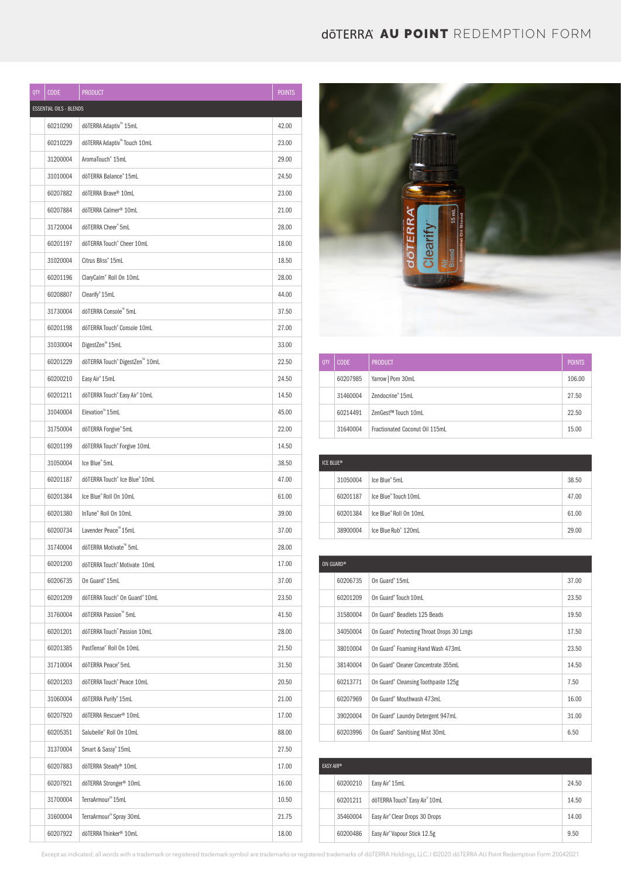# dōTERRA AU POINT REDEMPTION FORM

| QTY | CODE | PRODUCT | POINTS |
|---|---|---|---|
| ESSENTIAL OILS - BLENDS | | | |
| | 60210290 | dōTERRA Adaptiv™ 15mL | 42.00 |
| | 60210229 | dōTERRA Adaptiv™ Touch 10mL | 23.00 |
| | 31200004 | AromaTouch® 15mL | 29.00 |
| | 31010004 | dōTERRA Balance® 15mL | 24.50 |
| | 60207882 | dōTERRA Brave® 10mL | 23.00 |
| | 60207884 | dōTERRA Calmer® 10mL | 21.00 |
| | 31720004 | dōTERRA Cheer® 5mL | 28.00 |
| | 60201197 | dōTERRA Touch® Cheer 10mL | 18.00 |
| | 31020004 | Citrus Bliss® 15mL | 18.50 |
| | 60201196 | ClaryCalm® Roll On 10mL | 28.00 |
| | 60208807 | Clearify® 15mL | 44.00 |
| | 31730004 | dōTERRA Console™ 5mL | 37.50 |
| | 60201198 | dōTERRA Touch® Console 10mL | 27.00 |
| | 31030004 | DigestZen™ 15mL | 33.00 |
| | 60201229 | dōTERRA Touch® DigestZen™ 10mL | 22.50 |
| | 60200210 | Easy Air® 15mL | 24.50 |
| | 60201211 | dōTERRA Touch® Easy Air® 10mL | 14.50 |
| | 31040004 | Elevation™ 15mL | 45.00 |
| | 31750004 | dōTERRA Forgive® 5mL | 22.00 |
| | 60201199 | dōTERRA Touch® Forgive 10mL | 14.50 |
| | 31050004 | Ice Blue® 5mL | 38.50 |
| | 60201187 | dōTERRA Touch® Ice Blue® 10mL | 47.00 |
| | 60201384 | Ice Blue® Roll On 10mL | 61.00 |
| | 60201380 | InTune® Roll On 10mL | 39.00 |
| | 60200734 | Lavender Peace™ 15mL | 37.00 |
| | 31740004 | dōTERRA Motivate™ 5mL | 28.00 |
| | 60201200 | dōTERRA Touch® Motivate 10mL | 17.00 |
| | 60206735 | On Guard® 15mL | 37.00 |
| | 60201209 | dōTERRA Touch® On Guard® 10mL | 23.50 |
| | 31760004 | dōTERRA Passion™ 5mL | 41.50 |
| | 60201201 | dōTERRA Touch® Passion 10mL | 28.00 |
| | 60201385 | PastTense® Roll On 10mL | 21.50 |
| | 31710004 | dōTERRA Peace® 5mL | 31.50 |
| | 60201203 | dōTERRA Touch® Peace 10mL | 20.50 |
| | 31060004 | dōTERRA Purify® 15mL | 21.00 |
| | 60207920 | dōTERRA Rescuer® 10mL | 17.00 |
| | 60205351 | Salubelle® Roll On 10mL | 88.00 |
| | 31370004 | Smart & Sassy® 15mL | 27.50 |
| | 60207883 | dōTERRA Steady® 10mL | 17.00 |
| | 60207921 | dōTERRA Stronger® 10mL | 16.00 |
| | 31700004 | TerraArmour™ 15mL | 10.50 |
| | 31600004 | TerraArmour™ Spray 30mL | 21.75 |
| | 60207922 | dōTERRA Thinker® 10mL | 18.00 |

| QTY | CODE | PRODUCT | POINTS |
|---|---|---|---|
| | 60207985 | Yarrow \| Pom 30mL | 106.00 |
| | 31460004 | Zendocrine® 15mL | 27.50 |
| | 60214491 | ZenGest™ Touch 10mL | 22.50 |
| | 31640004 | Fractionated Coconut Oil 115mL | 15.00 |
| ICE BLUE® | | | |
| | 31050004 | Ice Blue® 5mL | 38.50 |
| | 60201187 | Ice Blue® Touch 10mL | 47.00 |
| | 60201384 | Ice Blue® Roll On 10mL | 61.00 |
| | 38900004 | Ice Blue Rub® 120mL | 29.00 |
| ON GUARD® | | | |
| | 60206735 | On Guard® 15mL | 37.00 |
| | 60201209 | On Guard® Touch 10mL | 23.50 |
| | 31580004 | On Guard® Beadlets 125 Beads | 19.50 |
| | 34050004 | On Guard® Protecting Throat Drops 30 Lzngs | 17.50 |
| | 38010004 | On Guard® Foaming Hand Wash 473mL | 23.50 |
| | 38140004 | On Guard® Cleaner Concentrate 355mL | 14.50 |
| | 60213771 | On Guard® Cleansing Toothpaste 125g | 7.50 |
| | 60207969 | On Guard® Mouthwash 473mL | 16.00 |
| | 39020004 | On Guard® Laundry Detergent 947mL | 31.00 |
| | 60203996 | On Guard® Sanitising Mist 30mL | 6.50 |
| EASY AIR® | | | |
| | 60200210 | Easy Air® 15mL | 24.50 |
| | 60201211 | dōTERRA Touch® Easy Air® 10mL | 14.50 |
| | 35460004 | Easy Air® Clear Drops 30 Drops | 14.00 |
| | 60200486 | Easy Air® Vapour Stick 12.5g | 9.50 |

Except as indicated, all words with a trademark or registered trademark symbol are trademarks or registered trademarks of dōTERRA Holdings, LLC. I ©2020 dōTERRA AU Point Redemption Form 20042021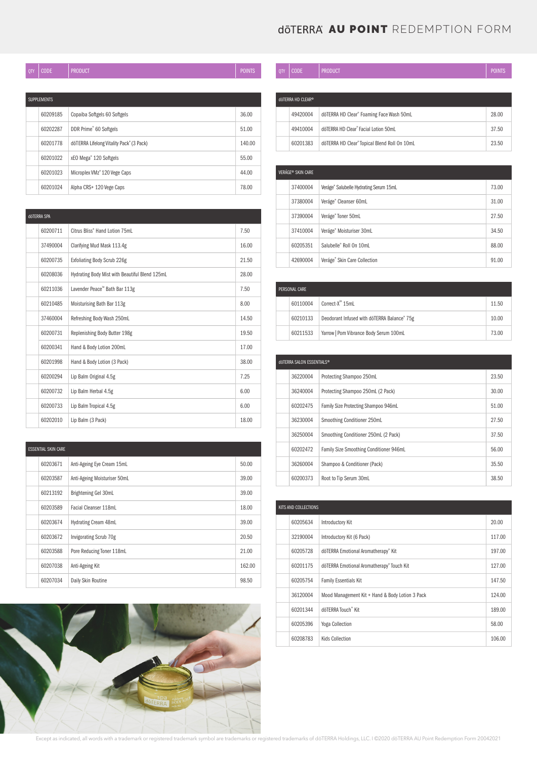# dōTERRA **AU POINT** REDEMPTION FORM

| QTY | CODE | PRODUCT | POINTS |
|---|---|---|---|
| | | **SUPPLEMENTS** | |
| | 60209185 | Copaiba Softgels 60 Softgels | 36.00 |
| | 60202287 | DDR Prime® 60 Softgels | 51.00 |
| | 60201778 | dōTERRA Lifelong Vitality Pack® (3 Pack) | 140.00 |
| | 60201022 | xEO Mega® 120 Softgels | 55.00 |
| | 60201023 | Microplex VMz® 120 Vege Caps | 44.00 |
| | 60201024 | Alpha CRS+ 120 Vege Caps | 78.00 |
| | | **dōTERRA SPA** | |
| | 60200711 | Citrus Bliss® Hand Lotion 75mL | 7.50 |
| | 37490004 | Clarifying Mud Mask 113.4g | 16.00 |
| | 60200735 | Exfoliating Body Scrub 226g | 21.50 |
| | 60208036 | Hydrating Body Mist with Beautiful Blend 125mL | 28.00 |
| | 60211036 | Lavender Peace™ Bath Bar 113g | 7.50 |
| | 60210485 | Moisturising Bath Bar 113g | 8.00 |
| | 37460004 | Refreshing Body Wash 250mL | 14.50 |
| | 60200731 | Replenishing Body Butter 198g | 19.50 |
| | 60200341 | Hand & Body Lotion 200mL | 17.00 |
| | 60201998 | Hand & Body Lotion (3 Pack) | 38.00 |
| | 60200294 | Lip Balm Original 4.5g | 7.25 |
| | 60200732 | Lip Balm Herbal 4.5g | 6.00 |
| | 60200733 | Lip Balm Tropical 4.5g | 6.00 |
| | 60202010 | Lip Balm (3 Pack) | 18.00 |
| | | **ESSENTIAL SKIN CARE** | |
| | 60203671 | Anti-Ageing Eye Cream 15mL | 50.00 |
| | 60203587 | Anti-Ageing Moisturiser 50mL | 39.00 |
| | 60213192 | Brightening Gel 30mL | 39.00 |
| | 60203589 | Facial Cleanser 118mL | 18.00 |
| | 60203674 | Hydrating Cream 48mL | 39.00 |
| | 60203672 | Invigorating Scrub 70g | 20.50 |
| | 60203588 | Pore Reducing Toner 118mL | 21.00 |
| | 60207038 | Anti-Ageing Kit | 162.00 |
| | 60207034 | Daily Skin Routine | 98.50 |

| QTY | CODE | PRODUCT | POINTS |
|---|---|---|---|
| | | **dōTERRA HD CLEAR®** | |
| | 49420004 | dōTERRA HD Clear® Foaming Face Wash 50mL | 28.00 |
| | 49410004 | dōTERRA HD Clear® Facial Lotion 50mL | 37.50 |
| | 60201383 | dōTERRA HD Clear® Topical Blend Roll On 10mL | 23.50 |
| | | **VERÁGE® SKIN CARE** | |
| | 37400004 | Veráge® Salubelle Hydrating Serum 15mL | 73.00 |
| | 37380004 | Veráge® Cleanser 60mL | 31.00 |
| | 37390004 | Veráge® Toner 50mL | 27.50 |
| | 37410004 | Veráge® Moisturiser 30mL | 34.50 |
| | 60205351 | Salubelle® Roll On 10mL | 88.00 |
| | 42690004 | Veráge® Skin Care Collection | 91.00 |
| | | **PERSONAL CARE** | |
| | 60110004 | Correct-X™ 15mL | 11.50 |
| | 60210133 | Deodorant Infused with dōTERRA Balance® 75g | 10.00 |
| | 60211533 | Yarrow \| Pom Vibrance Body Serum 100mL | 73.00 |
| | | **dōTERRA SALON ESSENTIALS®** | |
| | 36220004 | Protecting Shampoo 250mL | 23.50 |
| | 36240004 | Protecting Shampoo 250mL (2 Pack) | 30.00 |
| | 60202475 | Family Size Protecting Shampoo 946mL | 51.00 |
| | 36230004 | Smoothing Conditioner 250mL | 27.50 |
| | 36250004 | Smoothing Conditioner 250mL (2 Pack) | 37.50 |
| | 60202472 | Family Size Smoothing Conditioner 946mL | 56.00 |
| | 36260004 | Shampoo & Conditioner (Pack) | 35.50 |
| | 60200373 | Root to Tip Serum 30mL | 38.50 |
| | | **KITS AND COLLECTIONS** | |
| | 60205634 | Introductory Kit | 20.00 |
| | 32190004 | Introductory Kit (6 Pack) | 117.00 |
| | 60205728 | dōTERRA Emotional Aromatherapy® Kit | 197.00 |
| | 60201175 | dōTERRA Emotional Aromatherapy® Touch Kit | 127.00 |
| | 60205754 | Family Essentials Kit | 147.50 |
| | 36120004 | Mood Management Kit + Hand & Body Lotion 3 Pack | 124.00 |
| | 60201344 | dōTERRA Touch® Kit | 189.00 |
| | 60205396 | Yoga Collection | 58.00 |
| | 60208783 | Kids Collection | 106.00 |

Except as indicated, all words with a trademark or registered trademark symbol are trademarks or registered trademarks of dōTERRA Holdings, LLC. I ©2020 dōTERRA AU Point Redemption Form 20042021